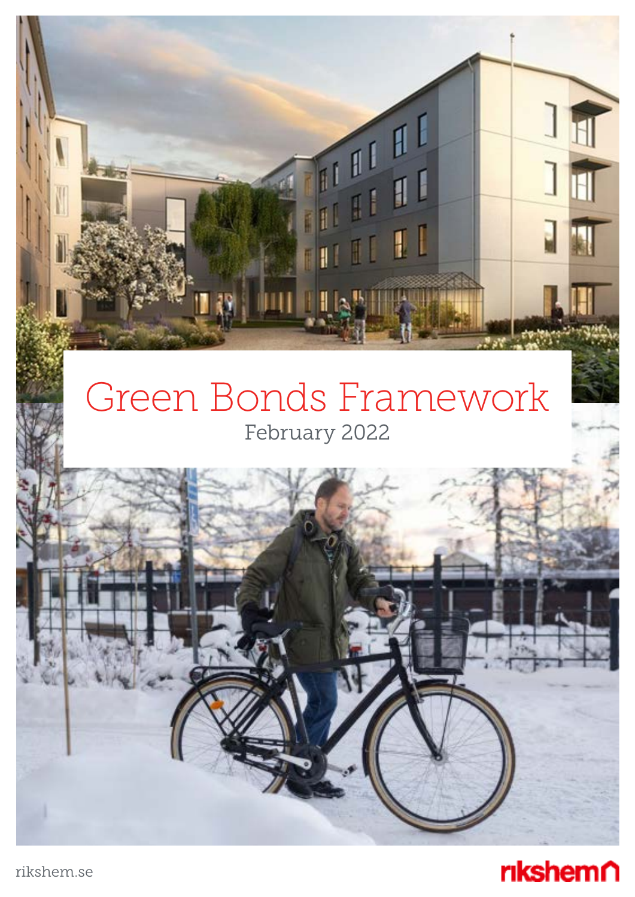# Green Bonds Framework

February 2022

rikshem.se

rikshem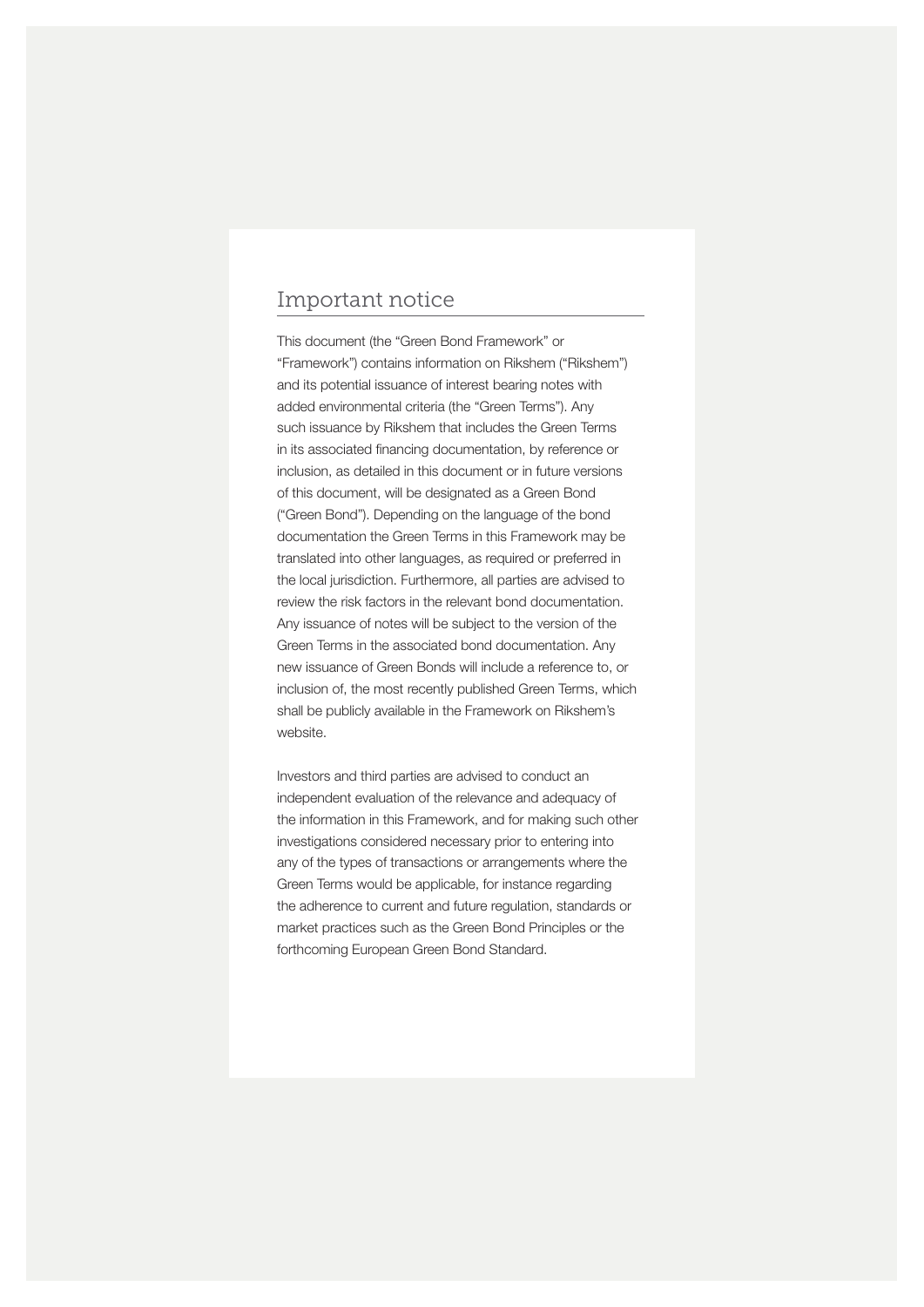## Important notice

This document (the "Green Bond Framework" or "Framework") contains information on Rikshem ("Rikshem") and its potential issuance of interest bearing notes with added environmental criteria (the "Green Terms"). Any such issuance by Rikshem that includes the Green Terms in its associated financing documentation, by reference or inclusion, as detailed in this document or in future versions of this document, will be designated as a Green Bond ("Green Bond"). Depending on the language of the bond documentation the Green Terms in this Framework may be translated into other languages, as required or preferred in the local jurisdiction. Furthermore, all parties are advised to review the risk factors in the relevant bond documentation. Any issuance of notes will be subject to the version of the Green Terms in the associated bond documentation. Any new issuance of Green Bonds will include a reference to, or inclusion of, the most recently published Green Terms, which shall be publicly available in the Framework on Rikshem's website.

Investors and third parties are advised to conduct an independent evaluation of the relevance and adequacy of the information in this Framework, and for making such other investigations considered necessary prior to entering into any of the types of transactions or arrangements where the Green Terms would be applicable, for instance regarding the adherence to current and future regulation, standards or market practices such as the Green Bond Principles or the forthcoming European Green Bond Standard.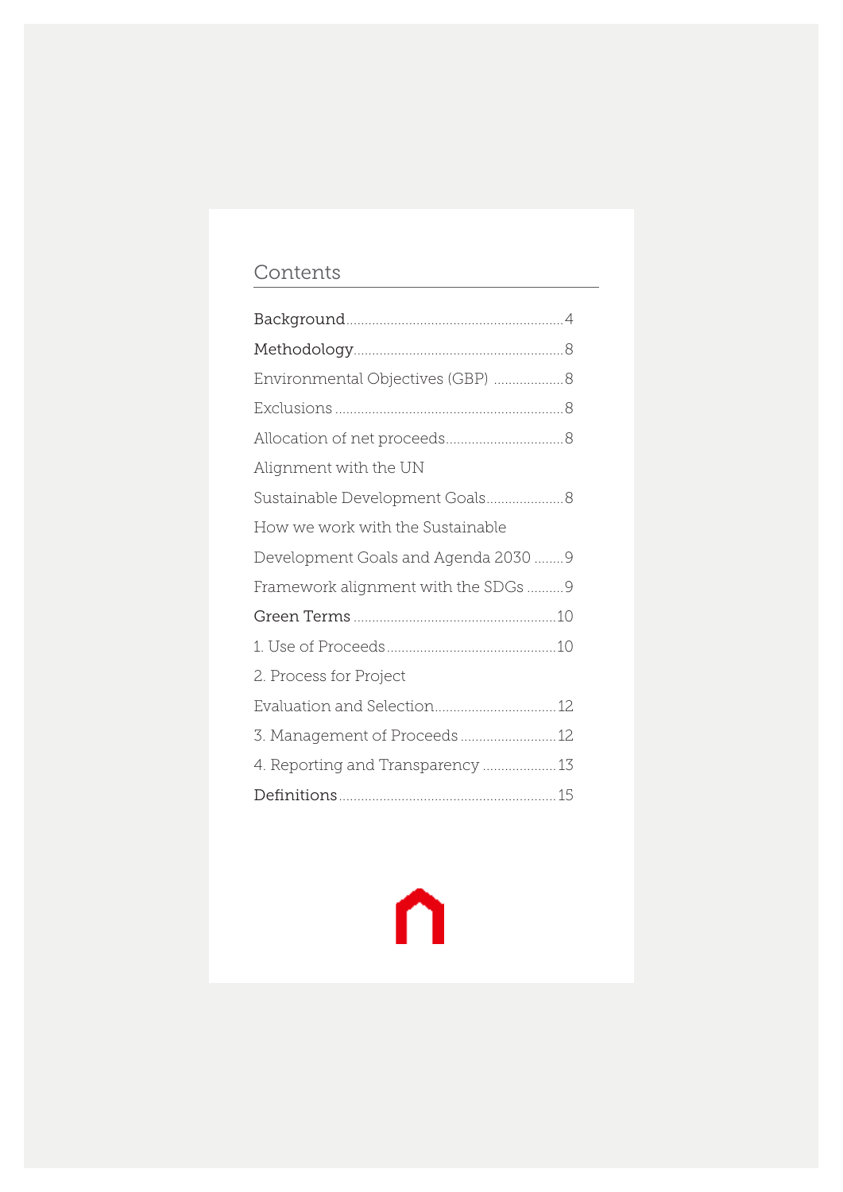## Contents

Background....4

Methodology....8

Environmental Objectives (GBP)....8

Exclusions....8

Allocation of net proceeds....8

Alignment with the UN Sustainable Development Goals....8

How we work with the Sustainable Development Goals and Agenda 2030....9

Framework alignment with the SDGs....9

Green Terms....10

1. Use of Proceeds....10

2. Process for Project Evaluation and Selection....12

3. Management of Proceeds....12

4. Reporting and Transparency....13

Definitions....15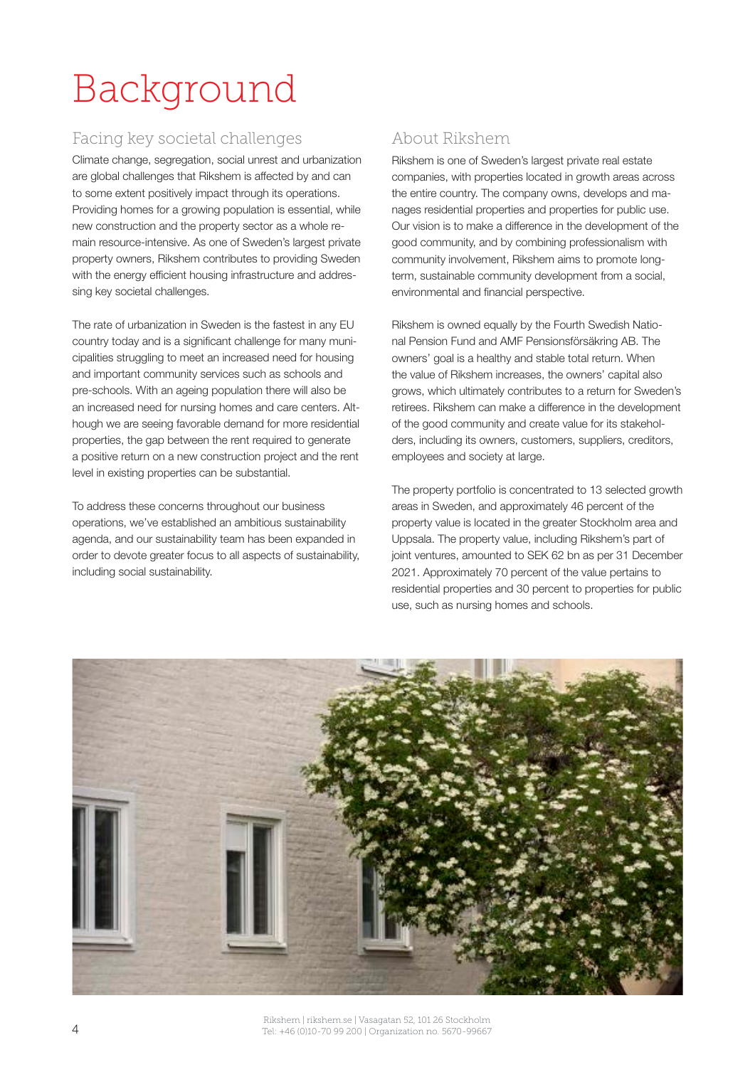# Background

## Facing key societal challenges

Climate change, segregation, social unrest and urbanization are global challenges that Rikshem is affected by and can to some extent positively impact through its operations. Providing homes for a growing population is essential, while new construction and the property sector as a whole remain resource-intensive. As one of Sweden's largest private property owners, Rikshem contributes to providing Sweden with the energy efficient housing infrastructure and addressing key societal challenges.

The rate of urbanization in Sweden is the fastest in any EU country today and is a significant challenge for many municipalities struggling to meet an increased need for housing and important community services such as schools and pre-schools. With an ageing population there will also be an increased need for nursing homes and care centers. Although we are seeing favorable demand for more residential properties, the gap between the rent required to generate a positive return on a new construction project and the rent level in existing properties can be substantial.

To address these concerns throughout our business operations, we've established an ambitious sustainability agenda, and our sustainability team has been expanded in order to devote greater focus to all aspects of sustainability, including social sustainability.

## About Rikshem

Rikshem is one of Sweden's largest private real estate companies, with properties located in growth areas across the entire country. The company owns, develops and manages residential properties and properties for public use. Our vision is to make a difference in the development of the good community, and by combining professionalism with community involvement, Rikshem aims to promote long-term, sustainable community development from a social, environmental and financial perspective.

Rikshem is owned equally by the Fourth Swedish National Pension Fund and AMF Pensionsförsäkring AB. The owners' goal is a healthy and stable total return. When the value of Rikshem increases, the owners' capital also grows, which ultimately contributes to a return for Sweden's retirees. Rikshem can make a difference in the development of the good community and create value for its stakeholders, including its owners, customers, suppliers, creditors, employees and society at large.

The property portfolio is concentrated to 13 selected growth areas in Sweden, and approximately 46 percent of the property value is located in the greater Stockholm area and Uppsala. The property value, including Rikshem's part of joint ventures, amounted to SEK 62 bn as per 31 December 2021. Approximately 70 percent of the value pertains to residential properties and 30 percent to properties for public use, such as nursing homes and schools.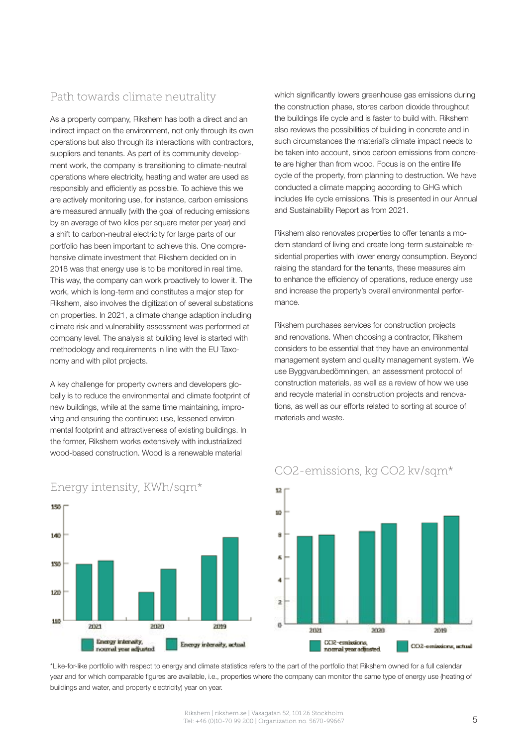## Path towards climate neutrality

As a property company, Rikshem has both a direct and an indirect impact on the environment, not only through its own operations but also through its interactions with contractors, suppliers and tenants. As part of its community development work, the company is transitioning to climate-neutral operations where electricity, heating and water are used as responsibly and efficiently as possible. To achieve this we are actively monitoring use, for instance, carbon emissions are measured annually (with the goal of reducing emissions by an average of two kilos per square meter per year) and a shift to carbon-neutral electricity for large parts of our portfolio has been important to achieve this. One comprehensive climate investment that Rikshem decided on in 2018 was that energy use is to be monitored in real time. This way, the company can work proactively to lower it. The work, which is long-term and constitutes a major step for Rikshem, also involves the digitization of several substations on properties. In 2021, a climate change adaption including climate risk and vulnerability assessment was performed at company level. The analysis at building level is started with methodology and requirements in line with the EU Taxonomy and with pilot projects.

A key challenge for property owners and developers globally is to reduce the environmental and climate footprint of new buildings, while at the same time maintaining, improving and ensuring the continued use, lessened environmental footprint and attractiveness of existing buildings. In the former, Rikshem works extensively with industrialized wood-based construction. Wood is a renewable material which significantly lowers greenhouse gas emissions during the construction phase, stores carbon dioxide throughout the buildings life cycle and is faster to build with. Rikshem also reviews the possibilities of building in concrete and in such circumstances the material's climate impact needs to be taken into account, since carbon emissions from concrete are higher than from wood. Focus is on the entire life cycle of the property, from planning to destruction. We have conducted a climate mapping according to GHG which includes life cycle emissions. This is presented in our Annual and Sustainability Report as from 2021.

Rikshem also renovates properties to offer tenants a modern standard of living and create long-term sustainable residential properties with lower energy consumption. Beyond raising the standard for the tenants, these measures aim to enhance the efficiency of operations, reduce energy use and increase the property's overall environmental performance.

Rikshem purchases services for construction projects and renovations. When choosing a contractor, Rikshem considers to be essential that they have an environmental management system and quality management system. We use Byggvarubedömningen, an assessment protocol of construction materials, as well as a review of how we use and recycle material in construction projects and renovations, as well as our efforts related to sorting at source of materials and waste.

### Energy intensity, KWh/sqm*

150
140
130
120
110
2021
2020
2019
Energy intensity, normal year adjusted
Energy intensity, actual

### CO2-emissions, kg CO2 kv/sqm*

12
10
8
6
4
2
0
2021
2020
2019
CO2-emissions, normal year adjusted
CO2-emissions, actual

*Like-for-like portfolio with respect to energy and climate statistics refers to the part of the portfolio that Rikshem owned for a full calendar year and for which comparable figures are available, i.e., properties where the company can monitor the same type of energy use (heating of buildings and water, and property electricity) year on year.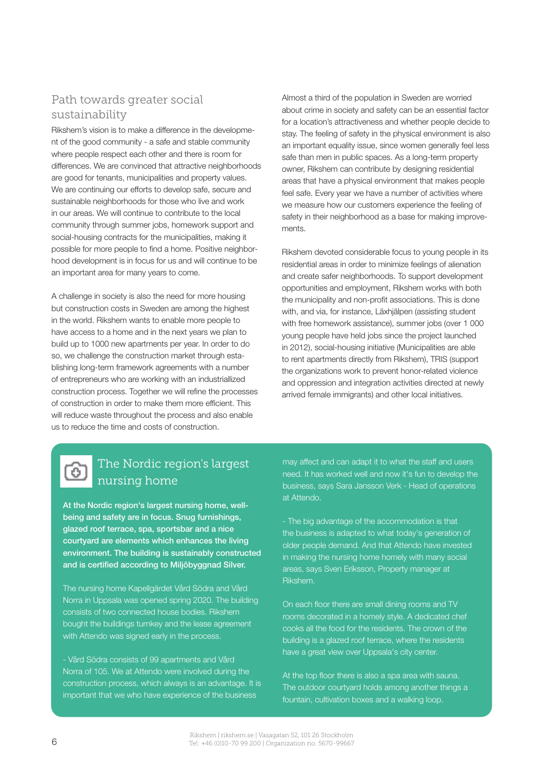## Path towards greater social sustainability

Rikshem's vision is to make a difference in the development of the good community - a safe and stable community where people respect each other and there is room for differences. We are convinced that attractive neighborhoods are good for tenants, municipalities and property values. We are continuing our efforts to develop safe, secure and sustainable neighborhoods for those who live and work in our areas. We will continue to contribute to the local community through summer jobs, homework support and social-housing contracts for the municipalities, making it possible for more people to find a home. Positive neighborhood development is in focus for us and will continue to be an important area for many years to come.

A challenge in society is also the need for more housing but construction costs in Sweden are among the highest in the world. Rikshem wants to enable more people to have access to a home and in the next years we plan to build up to 1000 new apartments per year. In order to do so, we challenge the construction market through establishing long-term framework agreements with a number of entrepreneurs who are working with an industriallized construction process. Together we will refine the processes of construction in order to make them more efficient. This will reduce waste throughout the process and also enable us to reduce the time and costs of construction.

Almost a third of the population in Sweden are worried about crime in society and safety can be an essential factor for a location's attractiveness and whether people decide to stay. The feeling of safety in the physical environment is also an important equality issue, since women generally feel less safe than men in public spaces. As a long-term property owner, Rikshem can contribute by designing residential areas that have a physical environment that makes people feel safe. Every year we have a number of activities where we measure how our customers experience the feeling of safety in their neighborhood as a base for making improvements.

Rikshem devoted considerable focus to young people in its residential areas in order to minimize feelings of alienation and create safer neighborhoods. To support development opportunities and employment, Rikshem works with both the municipality and non-profit associations. This is done with, and via, for instance, Läxhjälpen (assisting student with free homework assistance), summer jobs (over 1 000 young people have held jobs since the project launched in 2012), social-housing initiative (Municipalities are able to rent apartments directly from Rikshem), TRIS (support the organizations work to prevent honor-related violence and oppression and integration activities directed at newly arrived female immigrants) and other local initiatives.

### The Nordic region's largest nursing home

**At the Nordic region's largest nursing home, well-being and safety are in focus. Snug furnishings, glazed roof terrace, spa, sportsbar and a nice courtyard are elements which enhances the living environment. The building is sustainably constructed and is certified according to Miljöbyggnad Silver.**

The nursing home Kapellgärdet Vård Södra and Vård Norra in Uppsala was opened spring 2020. The building consists of two connected house bodies. Rikshem bought the buildings turnkey and the lease agreement with Attendo was signed early in the process.

- Vård Södra consists of 99 apartments and Vård Norra of 105. We at Attendo were involved during the construction process, which always is an advantage. It is important that we who have experience of the business may affect and can adapt it to what the staff and users need. It has worked well and now it's fun to develop the business, says Sara Jansson Verk - Head of operations at Attendo.

- The big advantage of the accommodation is that the business is adapted to what today's generation of older people demand. And that Attendo have invested in making the nursing home homely with many social areas, says Sven Eriksson, Property manager at Rikshem.

On each floor there are small dining rooms and TV rooms decorated in a homely style. A dedicated chef cooks all the food for the residents. The crown of the building is a glazed roof terrace, where the residents have a great view over Uppsala's city center.

At the top floor there is also a spa area with sauna. The outdoor courtyard holds among another things a fountain, cultivation boxes and a walking loop.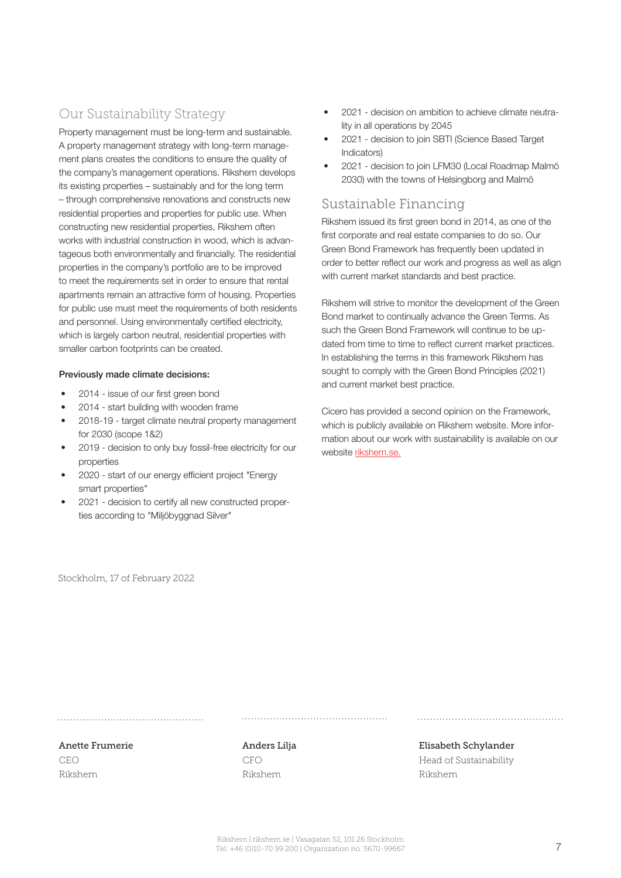## Our Sustainability Strategy

Property management must be long-term and sustainable. A property management strategy with long-term management plans creates the conditions to ensure the quality of the company's management operations. Rikshem develops its existing properties – sustainably and for the long term – through comprehensive renovations and constructs new residential properties and properties for public use. When constructing new residential properties, Rikshem often works with industrial construction in wood, which is advantageous both environmentally and financially. The residential properties in the company's portfolio are to be improved to meet the requirements set in order to ensure that rental apartments remain an attractive form of housing. Properties for public use must meet the requirements of both residents and personnel. Using environmentally certified electricity, which is largely carbon neutral, residential properties with smaller carbon footprints can be created.

**Previously made climate decisions:**

- 2014 - issue of our first green bond
- 2014 - start building with wooden frame
- 2018-19 - target climate neutral property management for 2030 (scope 1&2)
- 2019 - decision to only buy fossil-free electricity for our properties
- 2020 - start of our energy efficient project "Energy smart properties"
- 2021 - decision to certify all new constructed properties according to "Miljöbyggnad Silver"
- 2021 - decision on ambition to achieve climate neutrality in all operations by 2045
- 2021 - decision to join SBTI (Science Based Target Indicators)
- 2021 - decision to join LFM30 (Local Roadmap Malmö 2030) with the towns of Helsingborg and Malmö

## Sustainable Financing

Rikshem issued its first green bond in 2014, as one of the first corporate and real estate companies to do so. Our Green Bond Framework has frequently been updated in order to better reflect our work and progress as well as align with current market standards and best practice.

Rikshem will strive to monitor the development of the Green Bond market to continually advance the Green Terms. As such the Green Bond Framework will continue to be updated from time to time to reflect current market practices. In establishing the terms in this framework Rikshem has sought to comply with the Green Bond Principles (2021) and current market best practice.

Cicero has provided a second opinion on the Framework, which is publicly available on Rikshem website. More information about our work with sustainability is available on our website rikshem.se.

Stockholm, 17 of February 2022

| | | |
|---|---|---|
| **Anette Frumerie** | **Anders Lilja** | **Elisabeth Schylander** |
| CEO | CFO | Head of Sustainability |
| Rikshem | Rikshem | Rikshem |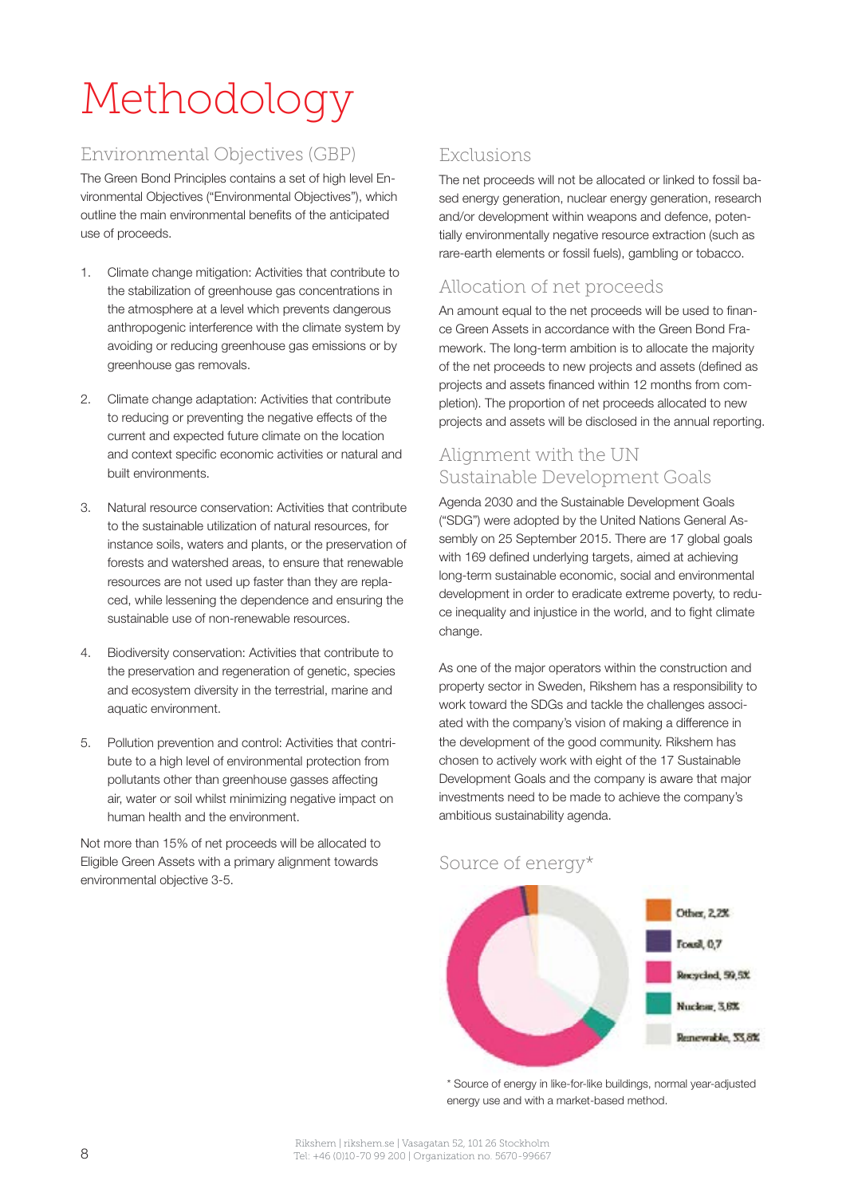# Methodology

## Environmental Objectives (GBP)

The Green Bond Principles contains a set of high level Environmental Objectives ("Environmental Objectives"), which outline the main environmental benefits of the anticipated use of proceeds.

1. Climate change mitigation: Activities that contribute to the stabilization of greenhouse gas concentrations in the atmosphere at a level which prevents dangerous anthropogenic interference with the climate system by avoiding or reducing greenhouse gas emissions or by greenhouse gas removals.

2. Climate change adaptation: Activities that contribute to reducing or preventing the negative effects of the current and expected future climate on the location and context specific economic activities or natural and built environments.

3. Natural resource conservation: Activities that contribute to the sustainable utilization of natural resources, for instance soils, waters and plants, or the preservation of forests and watershed areas, to ensure that renewable resources are not used up faster than they are replaced, while lessening the dependence and ensuring the sustainable use of non-renewable resources.

4. Biodiversity conservation: Activities that contribute to the preservation and regeneration of genetic, species and ecosystem diversity in the terrestrial, marine and aquatic environment.

5. Pollution prevention and control: Activities that contribute to a high level of environmental protection from pollutants other than greenhouse gasses affecting air, water or soil whilst minimizing negative impact on human health and the environment.

Not more than 15% of net proceeds will be allocated to Eligible Green Assets with a primary alignment towards environmental objective 3-5.

## Exclusions

The net proceeds will not be allocated or linked to fossil based energy generation, nuclear energy generation, research and/or development within weapons and defence, potentially environmentally negative resource extraction (such as rare-earth elements or fossil fuels), gambling or tobacco.

## Allocation of net proceeds

An amount equal to the net proceeds will be used to finance Green Assets in accordance with the Green Bond Framework. The long-term ambition is to allocate the majority of the net proceeds to new projects and assets (defined as projects and assets financed within 12 months from completion). The proportion of net proceeds allocated to new projects and assets will be disclosed in the annual reporting.

## Alignment with the UN Sustainable Development Goals

Agenda 2030 and the Sustainable Development Goals ("SDG") were adopted by the United Nations General Assembly on 25 September 2015. There are 17 global goals with 169 defined underlying targets, aimed at achieving long-term sustainable economic, social and environmental development in order to eradicate extreme poverty, to reduce inequality and injustice in the world, and to fight climate change.

As one of the major operators within the construction and property sector in Sweden, Rikshem has a responsibility to work toward the SDGs and tackle the challenges associated with the company's vision of making a difference in the development of the good community. Rikshem has chosen to actively work with eight of the 17 Sustainable Development Goals and the company is aware that major investments need to be made to achieve the company's ambitious sustainability agenda.

## Source of energy*

Other, 2,2%
Fossil, 0,7
Recycled, 59,5%
Nuclear, 3,8%
Renewable, 33,8%

\* Source of energy in like-for-like buildings, normal year-adjusted energy use and with a market-based method.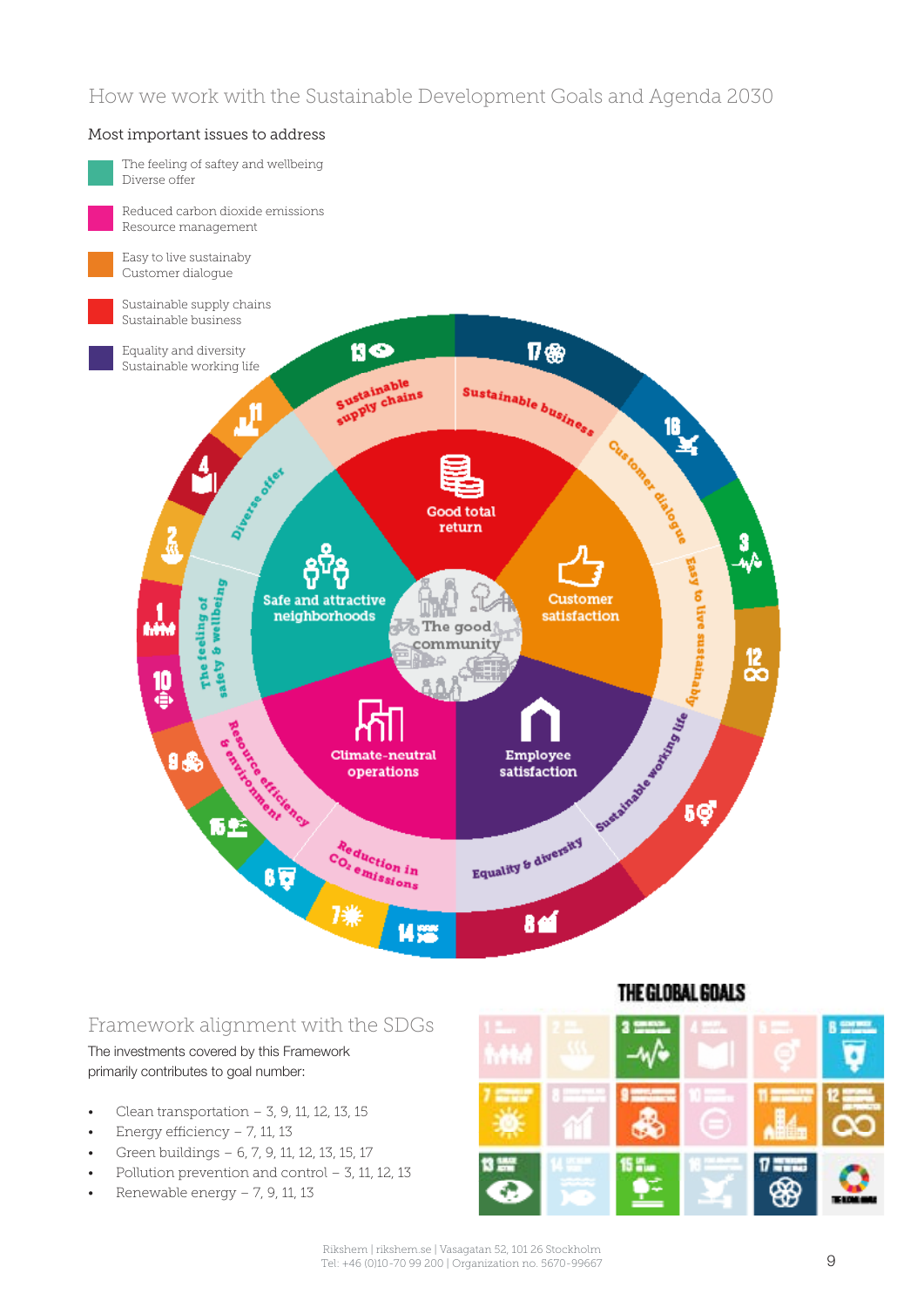## How we work with the Sustainable Development Goals and Agenda 2030

### Most important issues to address

- The feeling of saftey and wellbeing
  Diverse offer
- Reduced carbon dioxide emissions
  Resource management
- Easy to live sustainaby
  Customer dialogue
- Sustainable supply chains
  Sustainable business
- Equality and diversity
  Sustainable working life

The good community

Good total return

Customer satisfaction

Employee satisfaction

Climate-neutral operations

Safe and attractive neighborhoods

Sustainable supply chains

Sustainable business

Customer dialogue

Easy to live sustainably

Sustainable working life

Equality & diversity

Reduction in $CO_2$ emissions

Resource efficiency & environment

The feeling of safety & wellbeing

Diverse offer

13, 17, 16, 3, 12, 5, 8, 14, 7, 6, 15, 9, 10, 1, 2, 4, 11

## Framework alignment with the SDGs

The investments covered by this Framework primarily contributes to goal number:

- Clean transportation – 3, 9, 11, 12, 13, 15
- Energy efficiency – 7, 11, 13
- Green buildings – 6, 7, 9, 11, 12, 13, 15, 17
- Pollution prevention and control – 3, 11, 12, 13
- Renewable energy – 7, 9, 11, 13

THE GLOBAL GOALS

Rikshem | rikshem.se | Vasagatan 52, 101 26 Stockholm
Tel: +46 (0)10-70 99 200 | Organization no. 5670-99667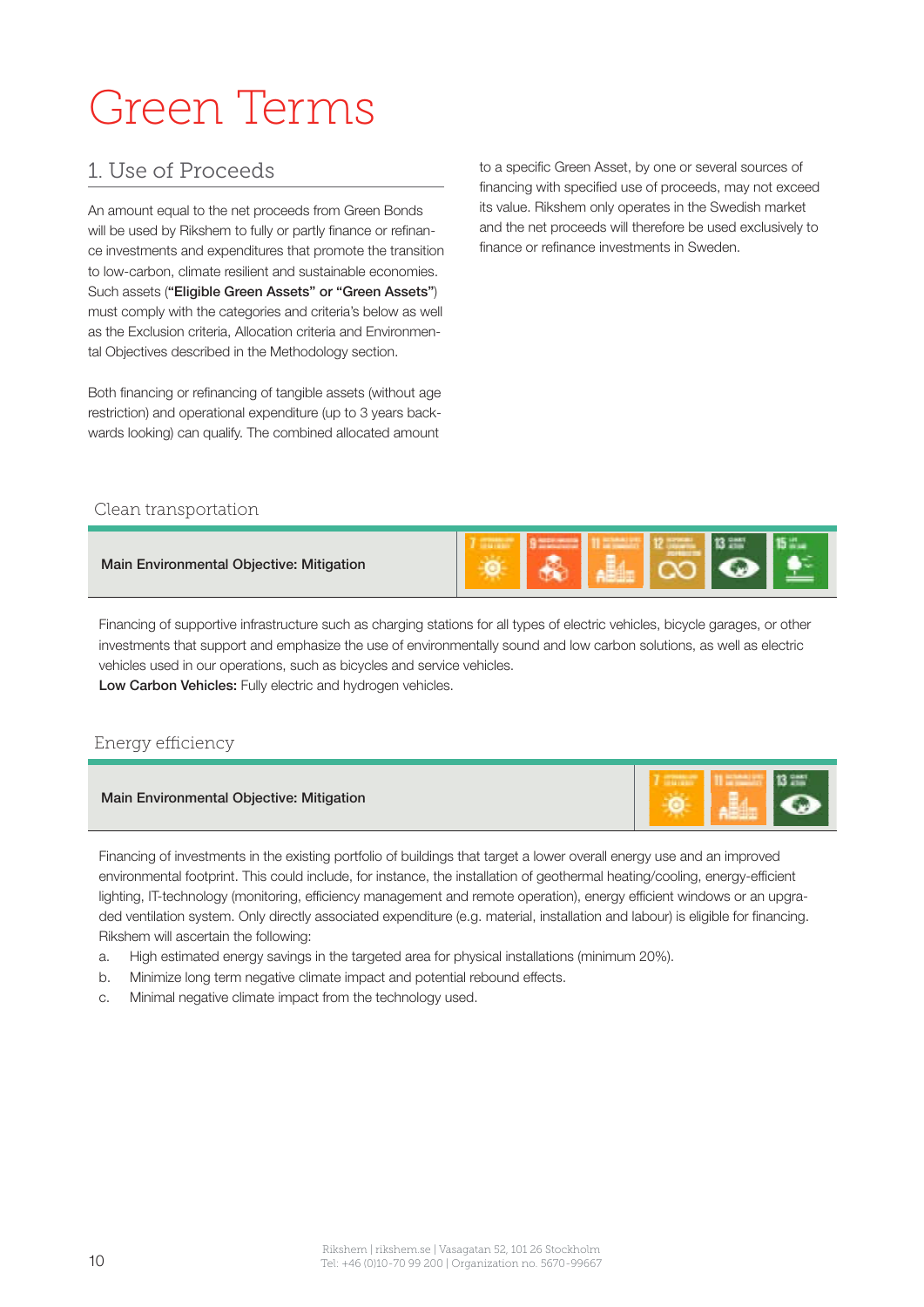# Green Terms

## 1. Use of Proceeds

An amount equal to the net proceeds from Green Bonds will be used by Rikshem to fully or partly finance or refinance investments and expenditures that promote the transition to low-carbon, climate resilient and sustainable economies. Such assets (**"Eligible Green Assets" or "Green Assets"**) must comply with the categories and criteria's below as well as the Exclusion criteria, Allocation criteria and Environmental Objectives described in the Methodology section.

Both financing or refinancing of tangible assets (without age restriction) and operational expenditure (up to 3 years backwards looking) can qualify. The combined allocated amount to a specific Green Asset, by one or several sources of financing with specified use of proceeds, may not exceed its value. Rikshem only operates in the Swedish market and the net proceeds will therefore be used exclusively to finance or refinance investments in Sweden.

### Clean transportation

**Main Environmental Objective: Mitigation**

Financing of supportive infrastructure such as charging stations for all types of electric vehicles, bicycle garages, or other investments that support and emphasize the use of environmentally sound and low carbon solutions, as well as electric vehicles used in our operations, such as bicycles and service vehicles.
**Low Carbon Vehicles:** Fully electric and hydrogen vehicles.

### Energy efficiency

**Main Environmental Objective: Mitigation**

Financing of investments in the existing portfolio of buildings that target a lower overall energy use and an improved environmental footprint. This could include, for instance, the installation of geothermal heating/cooling, energy-efficient lighting, IT-technology (monitoring, efficiency management and remote operation), energy efficient windows or an upgraded ventilation system. Only directly associated expenditure (e.g. material, installation and labour) is eligible for financing. Rikshem will ascertain the following:

a. High estimated energy savings in the targeted area for physical installations (minimum 20%).
b. Minimize long term negative climate impact and potential rebound effects.
c. Minimal negative climate impact from the technology used.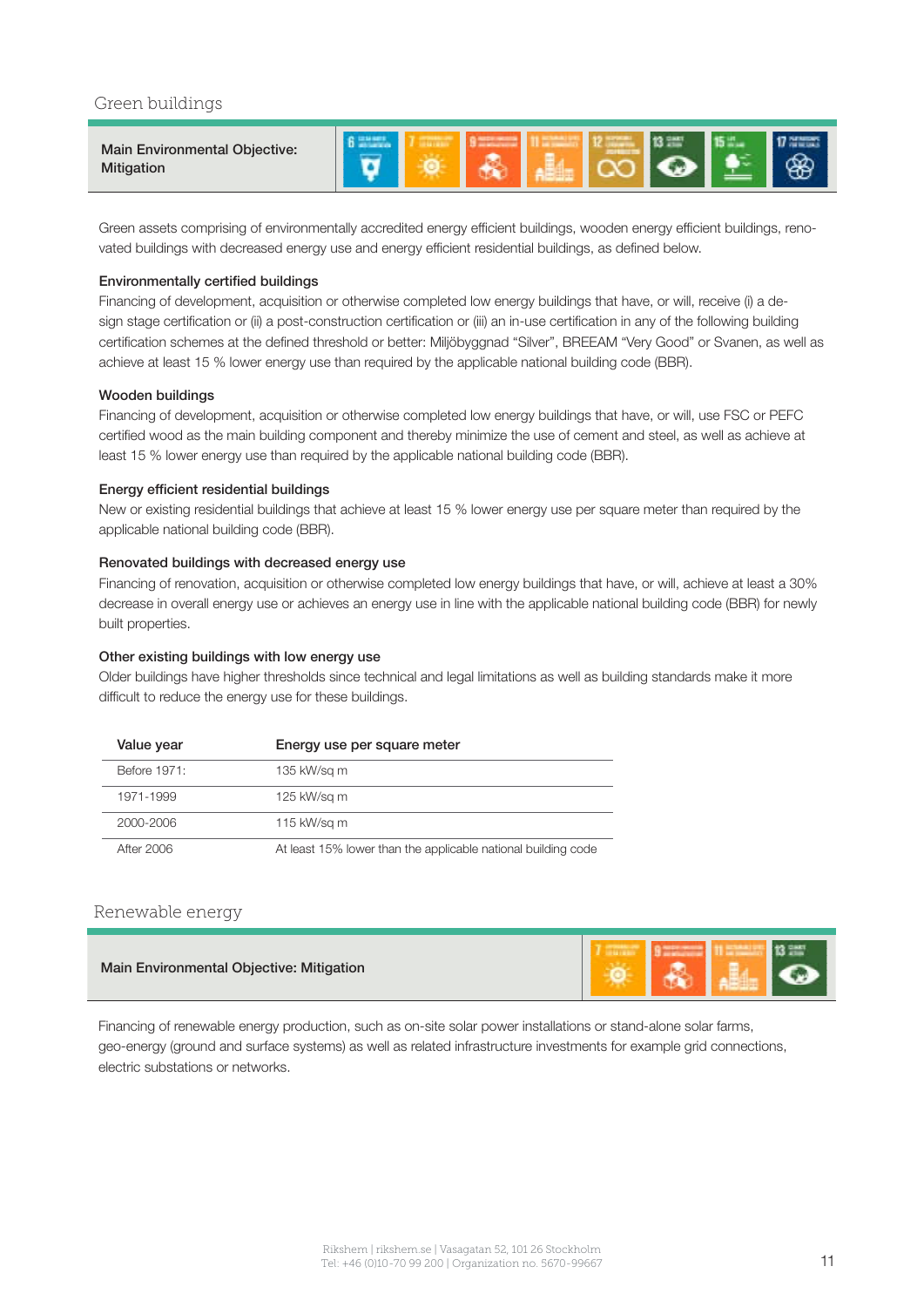## Green buildings

| Main Environmental Objective: Mitigation |
|---|

Green assets comprising of environmentally accredited energy efficient buildings, wooden energy efficient buildings, renovated buildings with decreased energy use and energy efficient residential buildings, as defined below.

**Environmentally certified buildings**

Financing of development, acquisition or otherwise completed low energy buildings that have, or will, receive (i) a design stage certification or (ii) a post-construction certification or (iii) an in-use certification in any of the following building certification schemes at the defined threshold or better: Miljöbyggnad "Silver", BREEAM "Very Good" or Svanen, as well as achieve at least 15 % lower energy use than required by the applicable national building code (BBR).

**Wooden buildings**

Financing of development, acquisition or otherwise completed low energy buildings that have, or will, use FSC or PEFC certified wood as the main building component and thereby minimize the use of cement and steel, as well as achieve at least 15 % lower energy use than required by the applicable national building code (BBR).

**Energy efficient residential buildings**

New or existing residential buildings that achieve at least 15 % lower energy use per square meter than required by the applicable national building code (BBR).

**Renovated buildings with decreased energy use**

Financing of renovation, acquisition or otherwise completed low energy buildings that have, or will, achieve at least a 30% decrease in overall energy use or achieves an energy use in line with the applicable national building code (BBR) for newly built properties.

**Other existing buildings with low energy use**

Older buildings have higher thresholds since technical and legal limitations as well as building standards make it more difficult to reduce the energy use for these buildings.

| Value year | Energy use per square meter |
|---|---|
| Before 1971: | 135 kW/sq m |
| 1971-1999 | 125 kW/sq m |
| 2000-2006 | 115 kW/sq m |
| After 2006 | At least 15% lower than the applicable national building code |

## Renewable energy

| Main Environmental Objective: Mitigation |
|---|

Financing of renewable energy production, such as on-site solar power installations or stand-alone solar farms, geo-energy (ground and surface systems) as well as related infrastructure investments for example grid connections, electric substations or networks.

Rikshem | rikshem.se | Vasagatan 52, 101 26 Stockholm
Tel: +46 (0)10-70 99 200 | Organization no. 5670-99667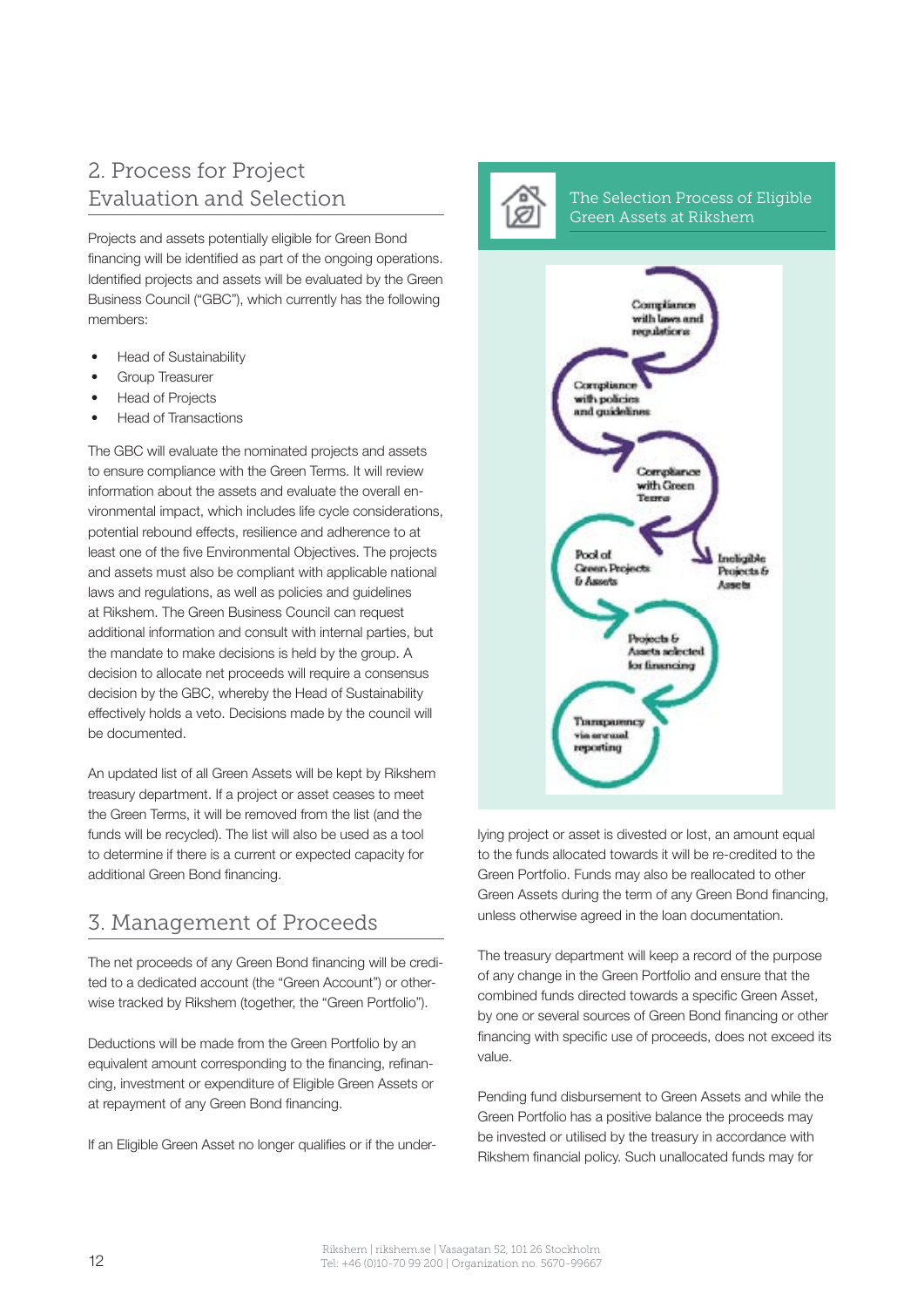## 2. Process for Project Evaluation and Selection

Projects and assets potentially eligible for Green Bond financing will be identified as part of the ongoing operations. Identified projects and assets will be evaluated by the Green Business Council ("GBC"), which currently has the following members:

- Head of Sustainability
- Group Treasurer
- Head of Projects
- Head of Transactions

The GBC will evaluate the nominated projects and assets to ensure compliance with the Green Terms. It will review information about the assets and evaluate the overall environmental impact, which includes life cycle considerations, potential rebound effects, resilience and adherence to at least one of the five Environmental Objectives. The projects and assets must also be compliant with applicable national laws and regulations, as well as policies and guidelines at Rikshem. The Green Business Council can request additional information and consult with internal parties, but the mandate to make decisions is held by the group. A decision to allocate net proceeds will require a consensus decision by the GBC, whereby the Head of Sustainability effectively holds a veto. Decisions made by the council will be documented.

An updated list of all Green Assets will be kept by Rikshem treasury department. If a project or asset ceases to meet the Green Terms, it will be removed from the list (and the funds will be recycled). The list will also be used as a tool to determine if there is a current or expected capacity for additional Green Bond financing.

### The Selection Process of Eligible Green Assets at Rikshem

Compliance with laws and regulations

Compliance with policies and guidelines

Compliance with Green Terms

Pool of Green Projects & Assets

Ineligible Projects & Assets

Projects & Assets selected for financing

Transparency via annual reporting

## 3. Management of Proceeds

The net proceeds of any Green Bond financing will be credited to a dedicated account (the "Green Account") or otherwise tracked by Rikshem (together, the "Green Portfolio").

Deductions will be made from the Green Portfolio by an equivalent amount corresponding to the financing, refinancing, investment or expenditure of Eligible Green Assets or at repayment of any Green Bond financing.

If an Eligible Green Asset no longer qualifies or if the underlying project or asset is divested or lost, an amount equal to the funds allocated towards it will be re-credited to the Green Portfolio. Funds may also be reallocated to other Green Assets during the term of any Green Bond financing, unless otherwise agreed in the loan documentation.

The treasury department will keep a record of the purpose of any change in the Green Portfolio and ensure that the combined funds directed towards a specific Green Asset, by one or several sources of Green Bond financing or other financing with specific use of proceeds, does not exceed its value.

Pending fund disbursement to Green Assets and while the Green Portfolio has a positive balance the proceeds may be invested or utilised by the treasury in accordance with Rikshem financial policy. Such unallocated funds may for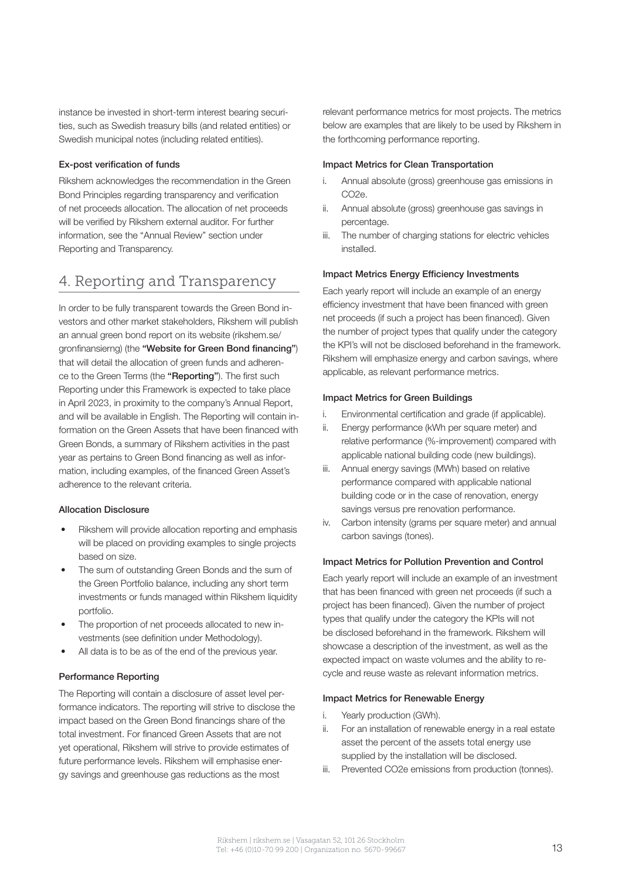instance be invested in short-term interest bearing securities, such as Swedish treasury bills (and related entities) or Swedish municipal notes (including related entities).

### Ex-post verification of funds

Rikshem acknowledges the recommendation in the Green Bond Principles regarding transparency and verification of net proceeds allocation. The allocation of net proceeds will be verified by Rikshem external auditor. For further information, see the "Annual Review" section under Reporting and Transparency.

## 4. Reporting and Transparency

In order to be fully transparent towards the Green Bond investors and other market stakeholders, Rikshem will publish an annual green bond report on its website (rikshem.se/gronfinansierng) (the **"Website for Green Bond financing"**) that will detail the allocation of green funds and adherence to the Green Terms (the **"Reporting"**). The first such Reporting under this Framework is expected to take place in April 2023, in proximity to the company's Annual Report, and will be available in English. The Reporting will contain information on the Green Assets that have been financed with Green Bonds, a summary of Rikshem activities in the past year as pertains to Green Bond financing as well as information, including examples, of the financed Green Asset's adherence to the relevant criteria.

### Allocation Disclosure

- Rikshem will provide allocation reporting and emphasis will be placed on providing examples to single projects based on size.
- The sum of outstanding Green Bonds and the sum of the Green Portfolio balance, including any short term investments or funds managed within Rikshem liquidity portfolio.
- The proportion of net proceeds allocated to new investments (see definition under Methodology).
- All data is to be as of the end of the previous year.

### Performance Reporting

The Reporting will contain a disclosure of asset level performance indicators. The reporting will strive to disclose the impact based on the Green Bond financings share of the total investment. For financed Green Assets that are not yet operational, Rikshem will strive to provide estimates of future performance levels. Rikshem will emphasise energy savings and greenhouse gas reductions as the most relevant performance metrics for most projects. The metrics below are examples that are likely to be used by Rikshem in the forthcoming performance reporting.

### Impact Metrics for Clean Transportation

i. Annual absolute (gross) greenhouse gas emissions in CO2e.
ii. Annual absolute (gross) greenhouse gas savings in percentage.
iii. The number of charging stations for electric vehicles installed.

### Impact Metrics Energy Efficiency Investments

Each yearly report will include an example of an energy efficiency investment that have been financed with green net proceeds (if such a project has been financed). Given the number of project types that qualify under the category the KPI's will not be disclosed beforehand in the framework. Rikshem will emphasize energy and carbon savings, where applicable, as relevant performance metrics.

### Impact Metrics for Green Buildings

i. Environmental certification and grade (if applicable).
ii. Energy performance (kWh per square meter) and relative performance (%-improvement) compared with applicable national building code (new buildings).
iii. Annual energy savings (MWh) based on relative performance compared with applicable national building code or in the case of renovation, energy savings versus pre renovation performance.
iv. Carbon intensity (grams per square meter) and annual carbon savings (tones).

### Impact Metrics for Pollution Prevention and Control

Each yearly report will include an example of an investment that has been financed with green net proceeds (if such a project has been financed). Given the number of project types that qualify under the category the KPIs will not be disclosed beforehand in the framework. Rikshem will showcase a description of the investment, as well as the expected impact on waste volumes and the ability to recycle and reuse waste as relevant information metrics.

### Impact Metrics for Renewable Energy

i. Yearly production (GWh).
ii. For an installation of renewable energy in a real estate asset the percent of the assets total energy use supplied by the installation will be disclosed.
iii. Prevented CO2e emissions from production (tonnes).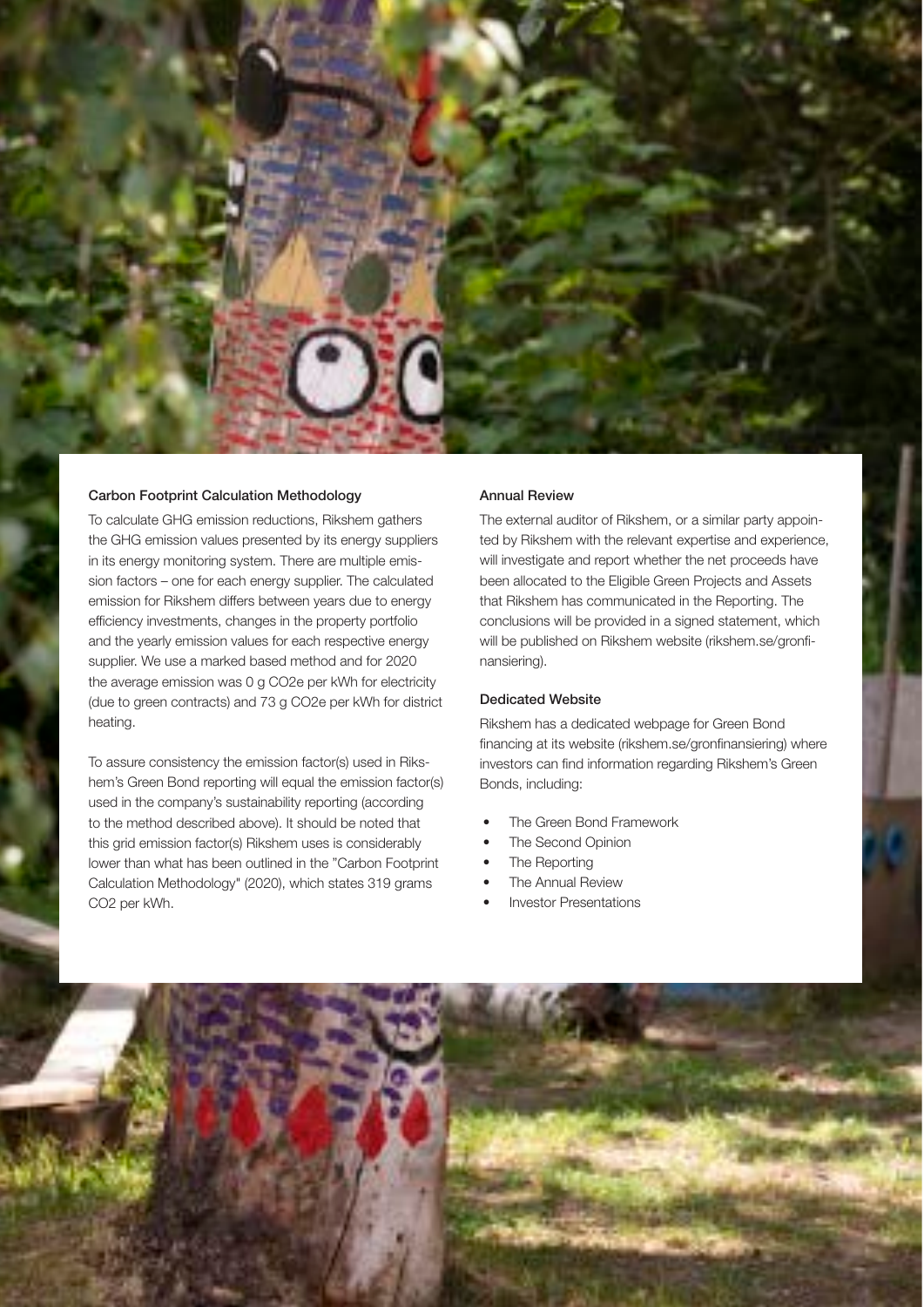### Carbon Footprint Calculation Methodology

To calculate GHG emission reductions, Rikshem gathers the GHG emission values presented by its energy suppliers in its energy monitoring system. There are multiple emission factors – one for each energy supplier. The calculated emission for Rikshem differs between years due to energy efficiency investments, changes in the property portfolio and the yearly emission values for each respective energy supplier. We use a marked based method and for 2020 the average emission was 0 g CO2e per kWh for electricity (due to green contracts) and 73 g CO2e per kWh for district heating.

To assure consistency the emission factor(s) used in Rikshem's Green Bond reporting will equal the emission factor(s) used in the company's sustainability reporting (according to the method described above). It should be noted that this grid emission factor(s) Rikshem uses is considerably lower than what has been outlined in the "Carbon Footprint Calculation Methodology" (2020), which states 319 grams CO2 per kWh.

### Annual Review

The external auditor of Rikshem, or a similar party appointed by Rikshem with the relevant expertise and experience, will investigate and report whether the net proceeds have been allocated to the Eligible Green Projects and Assets that Rikshem has communicated in the Reporting. The conclusions will be provided in a signed statement, which will be published on Rikshem website (rikshem.se/gronfinansiering).

### Dedicated Website

Rikshem has a dedicated webpage for Green Bond financing at its website (rikshem.se/gronfinansiering) where investors can find information regarding Rikshem's Green Bonds, including:

- The Green Bond Framework
- The Second Opinion
- The Reporting
- The Annual Review
- Investor Presentations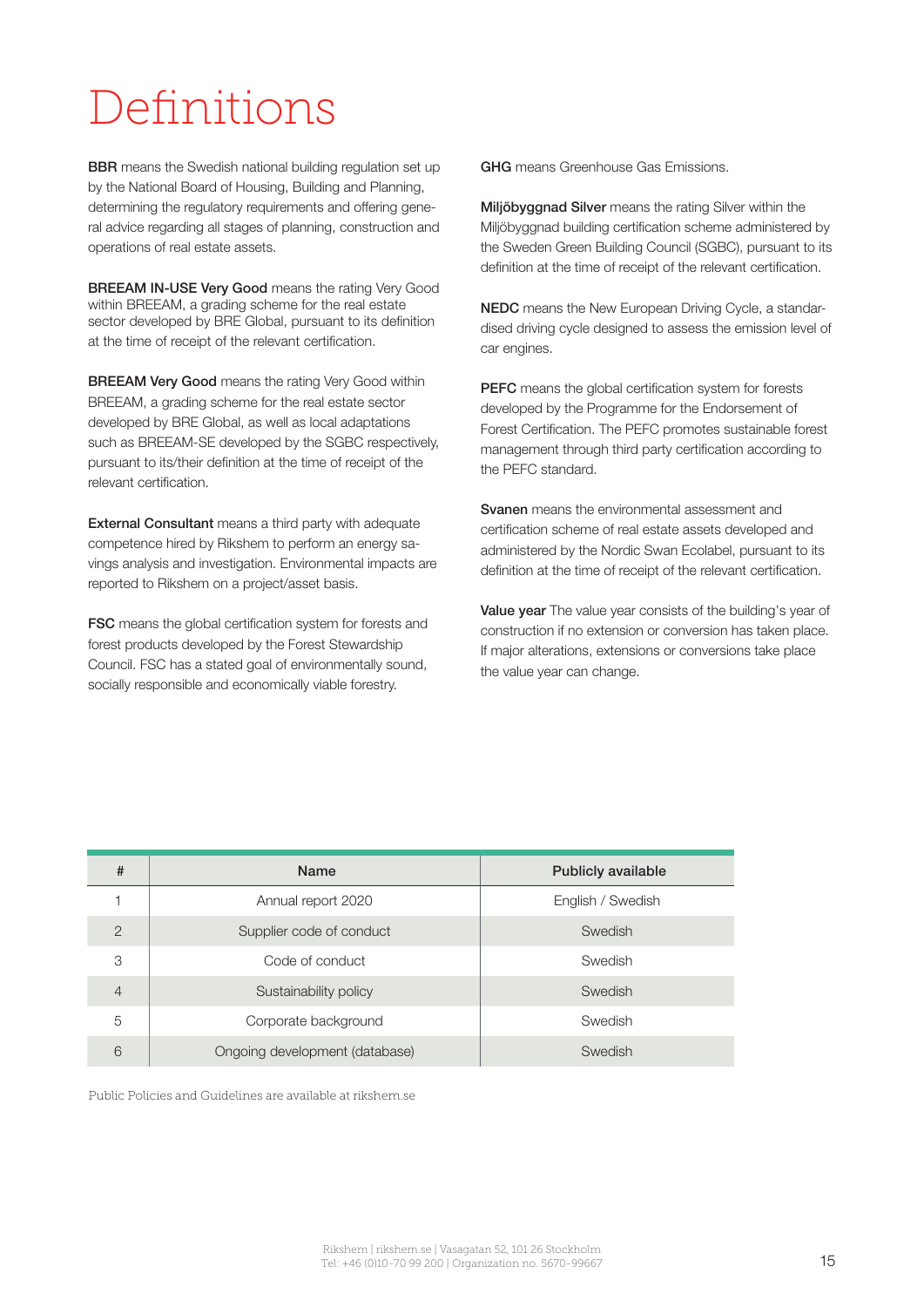# Definitions

**BBR** means the Swedish national building regulation set up by the National Board of Housing, Building and Planning, determining the regulatory requirements and offering general advice regarding all stages of planning, construction and operations of real estate assets.

**BREEAM IN-USE Very Good** means the rating Very Good within BREEAM, a grading scheme for the real estate sector developed by BRE Global, pursuant to its definition at the time of receipt of the relevant certification.

**BREEAM Very Good** means the rating Very Good within BREEAM, a grading scheme for the real estate sector developed by BRE Global, as well as local adaptations such as BREEAM-SE developed by the SGBC respectively, pursuant to its/their definition at the time of receipt of the relevant certification.

**External Consultant** means a third party with adequate competence hired by Rikshem to perform an energy savings analysis and investigation. Environmental impacts are reported to Rikshem on a project/asset basis.

**FSC** means the global certification system for forests and forest products developed by the Forest Stewardship Council. FSC has a stated goal of environmentally sound, socially responsible and economically viable forestry.

**GHG** means Greenhouse Gas Emissions.

**Miljöbyggnad Silver** means the rating Silver within the Miljöbyggnad building certification scheme administered by the Sweden Green Building Council (SGBC), pursuant to its definition at the time of receipt of the relevant certification.

**NEDC** means the New European Driving Cycle, a standardised driving cycle designed to assess the emission level of car engines.

**PEFC** means the global certification system for forests developed by the Programme for the Endorsement of Forest Certification. The PEFC promotes sustainable forest management through third party certification according to the PEFC standard.

**Svanen** means the environmental assessment and certification scheme of real estate assets developed and administered by the Nordic Swan Ecolabel, pursuant to its definition at the time of receipt of the relevant certification.

**Value year** The value year consists of the building's year of construction if no extension or conversion has taken place. If major alterations, extensions or conversions take place the value year can change.

| # | Name | Publicly available |
|---|---|---|
| 1 | Annual report 2020 | English / Swedish |
| 2 | Supplier code of conduct | Swedish |
| 3 | Code of conduct | Swedish |
| 4 | Sustainability policy | Swedish |
| 5 | Corporate background | Swedish |
| 6 | Ongoing development (database) | Swedish |

Public Policies and Guidelines are available at rikshem.se

Rikshem | rikshem.se | Vasagatan 52, 101 26 Stockholm
Tel: +46 (0)10-70 99 200 | Organization no. 5670-99667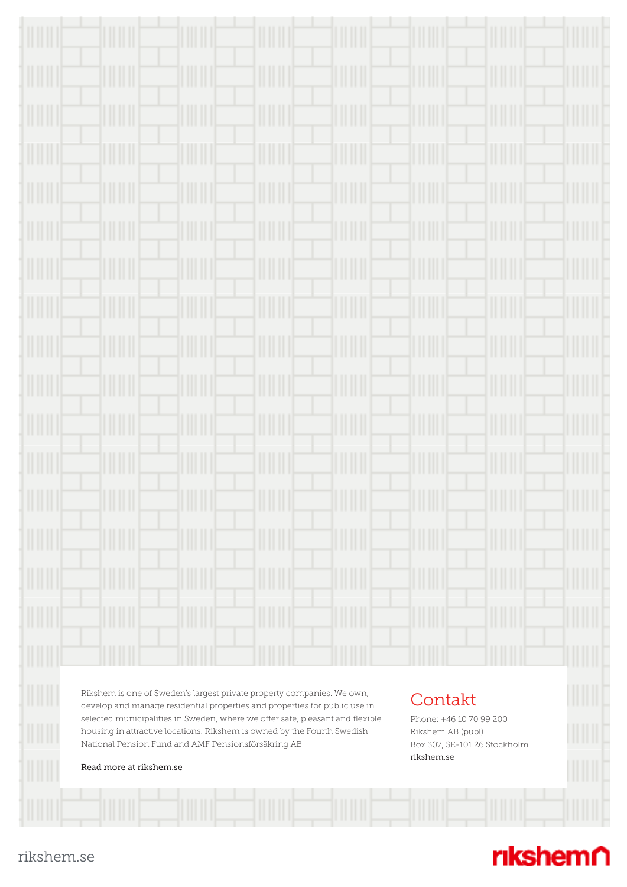Rikshem is one of Sweden's largest private property companies. We own, develop and manage residential properties and properties for public use in selected municipalities in Sweden, where we offer safe, pleasant and flexible housing in attractive locations. Rikshem is owned by the Fourth Swedish National Pension Fund and AMF Pensionsförsäkring AB.

Read more at rikshem.se

## Contakt

Phone: +46 10 70 99 200
Rikshem AB (publ)
Box 307, SE-101 26 Stockholm
rikshem.se

rikshem.se

rikshem